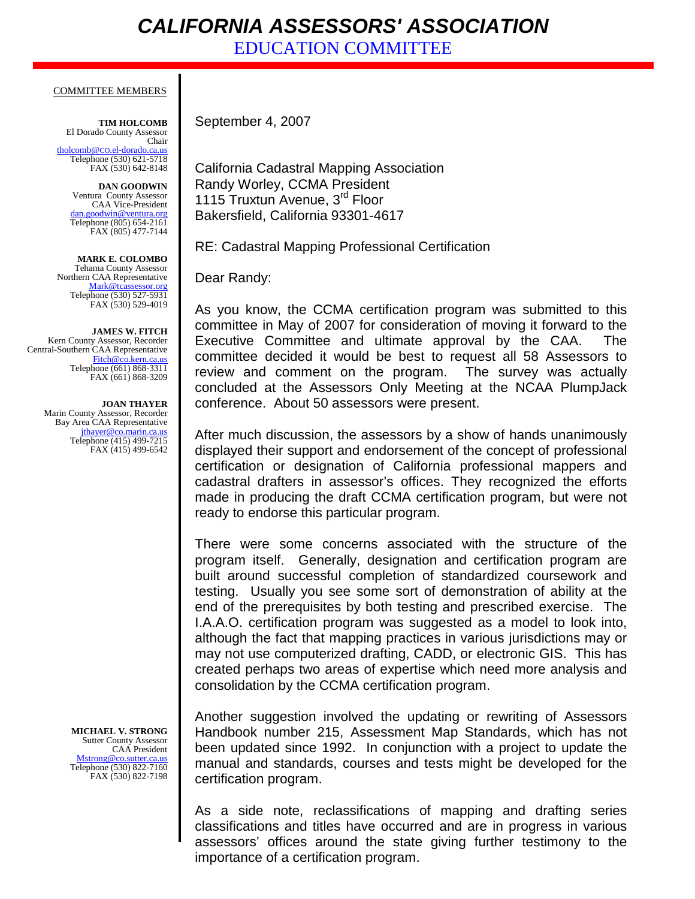# CALIFORNIA ASSESSORS' ASSOCIATION

## EDUCATION COMMITTEE

COMMITTEE MEMBERS

**TIM HOLCOMB**
El Dorado County Assessor
Chair
tholcomb@co.el-dorado.ca.us
Telephone (530) 621-5718
FAX (530) 642-8148

**DAN GOODWIN**
Ventura County Assessor
CAA Vice-President
dan.goodwin@ventura.org
Telephone (805) 654-2161
FAX (805) 477-7144

**MARK E. COLOMBO**
Tehama County Assessor
Northern CAA Representative
Mark@tcassessor.org
Telephone (530) 527-5931
FAX (530) 529-4019

**JAMES W. FITCH**
Kern County Assessor, Recorder
Central-Southern CAA Representative
Fitch@co.kern.ca.us
Telephone (661) 868-3311
FAX (661) 868-3209

**JOAN THAYER**
Marin County Assessor, Recorder
Bay Area CAA Representative
jthayer@co.marin.ca.us
Telephone (415) 499-7215
FAX (415) 499-6542

**MICHAEL V. STRONG**
Sutter County Assessor
CAA President
Mstrong@co.sutter.ca.us
Telephone (530) 822-7160
FAX (530) 822-7198

September 4, 2007

California Cadastral Mapping Association
Randy Worley, CCMA President
1115 Truxtun Avenue, 3rd Floor
Bakersfield, California 93301-4617

RE: Cadastral Mapping Professional Certification

Dear Randy:

As you know, the CCMA certification program was submitted to this committee in May of 2007 for consideration of moving it forward to the Executive Committee and ultimate approval by the CAA. The committee decided it would be best to request all 58 Assessors to review and comment on the program. The survey was actually concluded at the Assessors Only Meeting at the NCAA PlumpJack conference. About 50 assessors were present.

After much discussion, the assessors by a show of hands unanimously displayed their support and endorsement of the concept of professional certification or designation of California professional mappers and cadastral drafters in assessor's offices. They recognized the efforts made in producing the draft CCMA certification program, but were not ready to endorse this particular program.

There were some concerns associated with the structure of the program itself. Generally, designation and certification program are built around successful completion of standardized coursework and testing. Usually you see some sort of demonstration of ability at the end of the prerequisites by both testing and prescribed exercise. The I.A.A.O. certification program was suggested as a model to look into, although the fact that mapping practices in various jurisdictions may or may not use computerized drafting, CADD, or electronic GIS. This has created perhaps two areas of expertise which need more analysis and consolidation by the CCMA certification program.

Another suggestion involved the updating or rewriting of Assessors Handbook number 215, Assessment Map Standards, which has not been updated since 1992. In conjunction with a project to update the manual and standards, courses and tests might be developed for the certification program.

As a side note, reclassifications of mapping and drafting series classifications and titles have occurred and are in progress in various assessors' offices around the state giving further testimony to the importance of a certification program.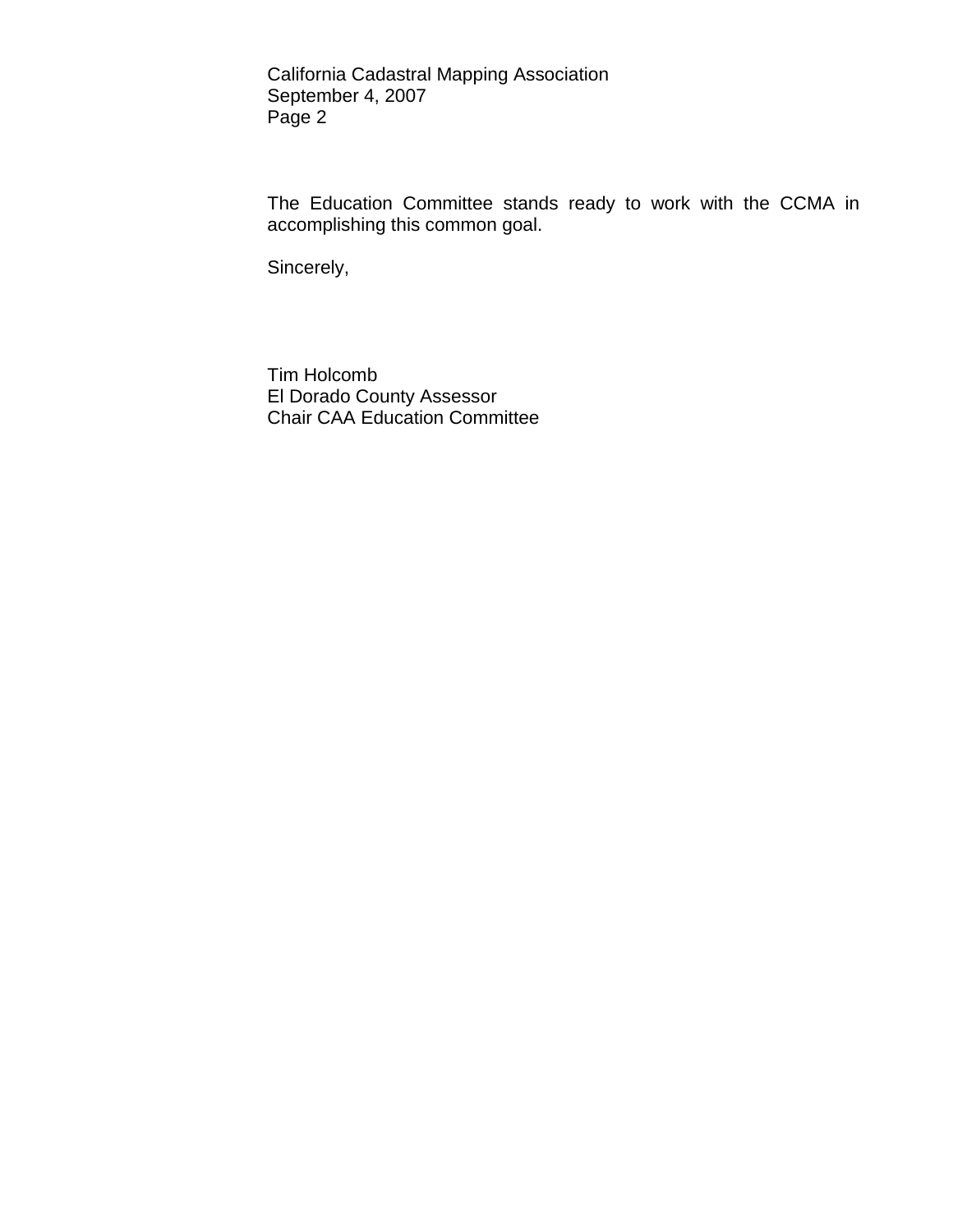The Education Committee stands ready to work with the CCMA in accomplishing this common goal.

Sincerely,

Tim Holcomb
El Dorado County Assessor
Chair CAA Education Committee